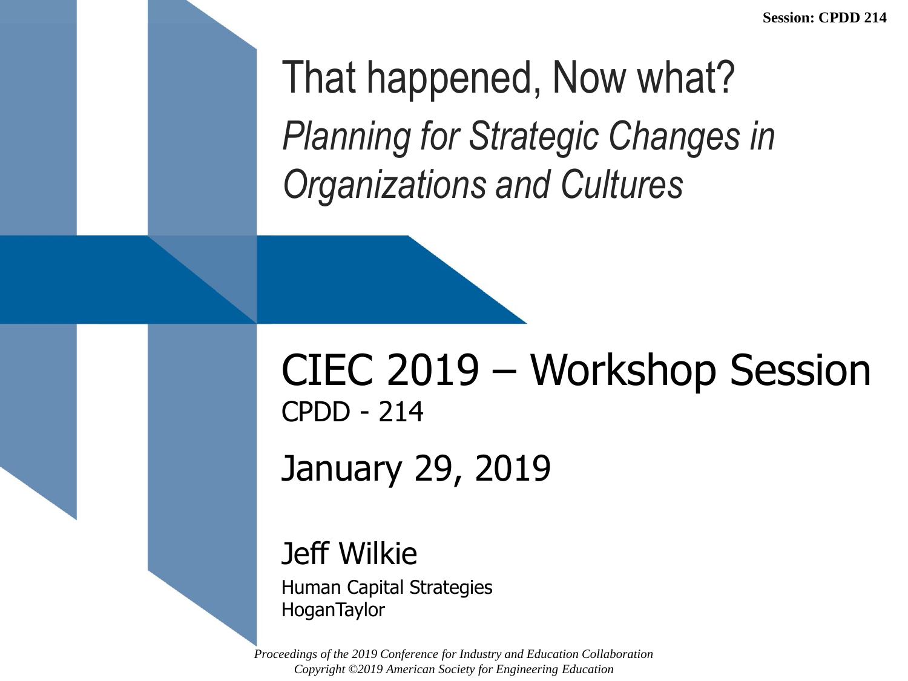# That happened, Now what?

*Planning for Strategic Changes in Organizations and Cultures*

## CIEC 2019 – Workshop Session

CPDD - 214

January 29, 2019

Jeff Wilkie

Human Capital Strategies
HoganTaylor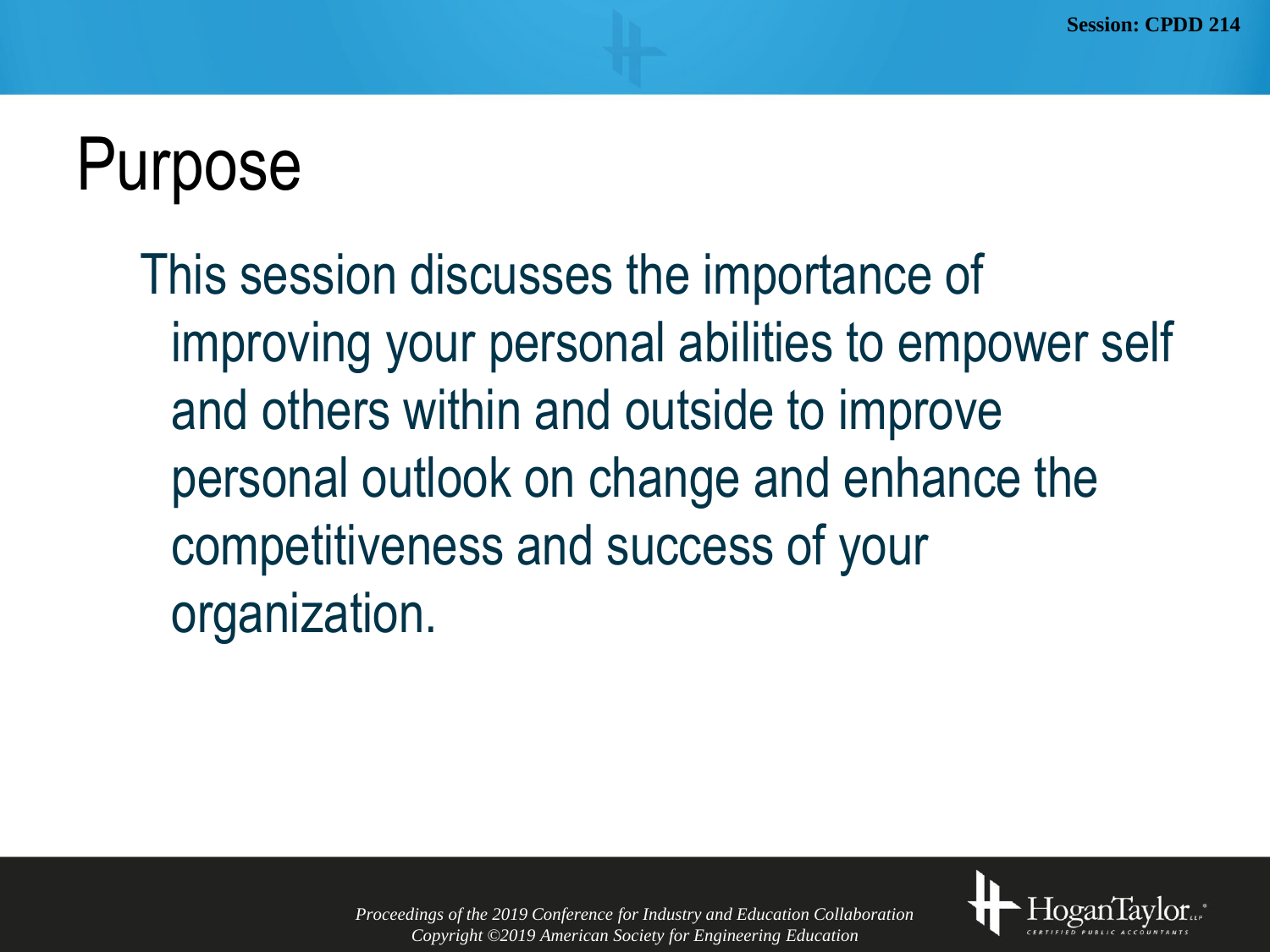# Purpose

This session discusses the importance of improving your personal abilities to empower self and others within and outside to improve personal outlook on change and enhance the competitiveness and success of your organization.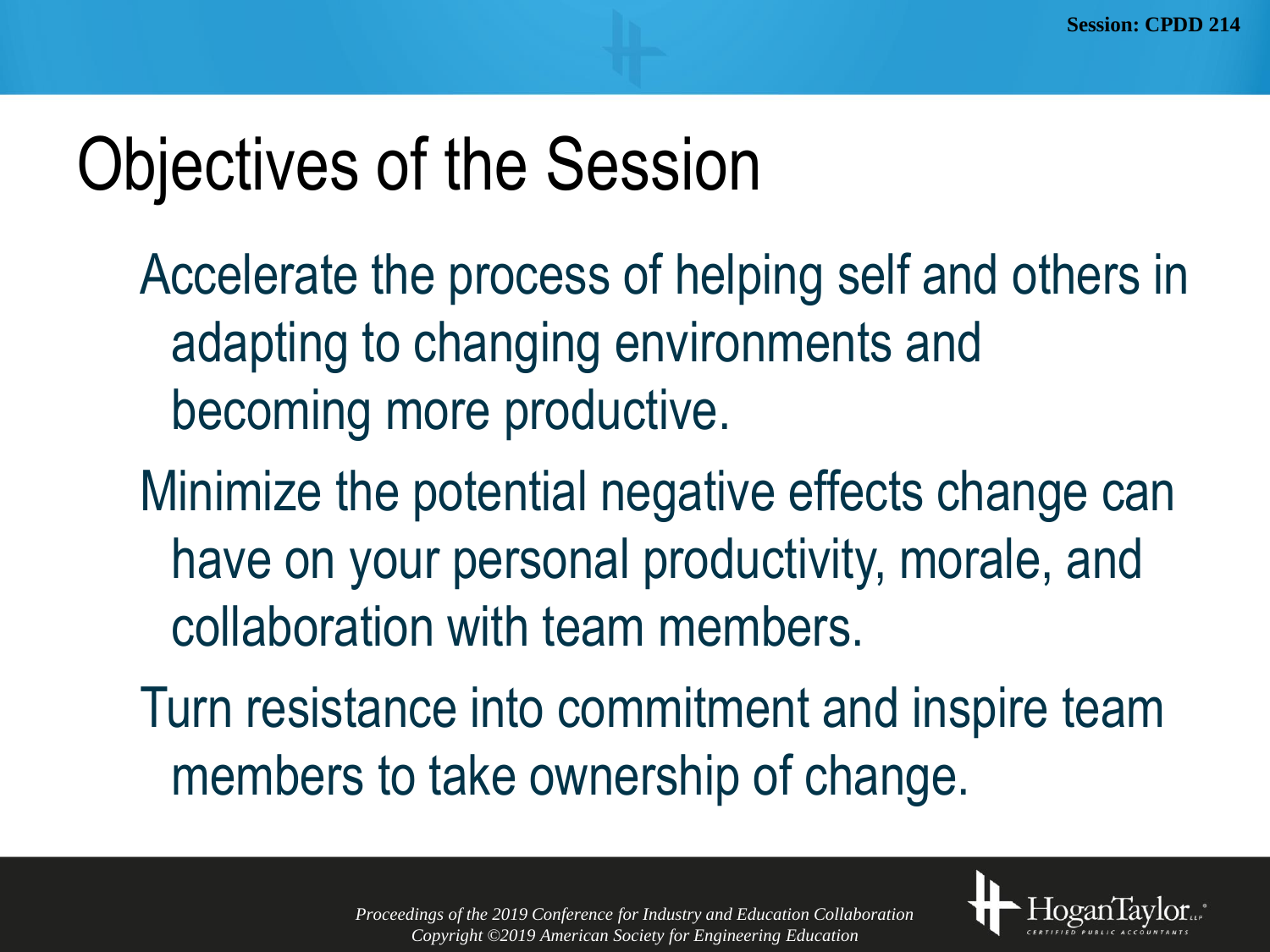# Objectives of the Session

Accelerate the process of helping self and others in adapting to changing environments and becoming more productive.

Minimize the potential negative effects change can have on your personal productivity, morale, and collaboration with team members.

Turn resistance into commitment and inspire team members to take ownership of change.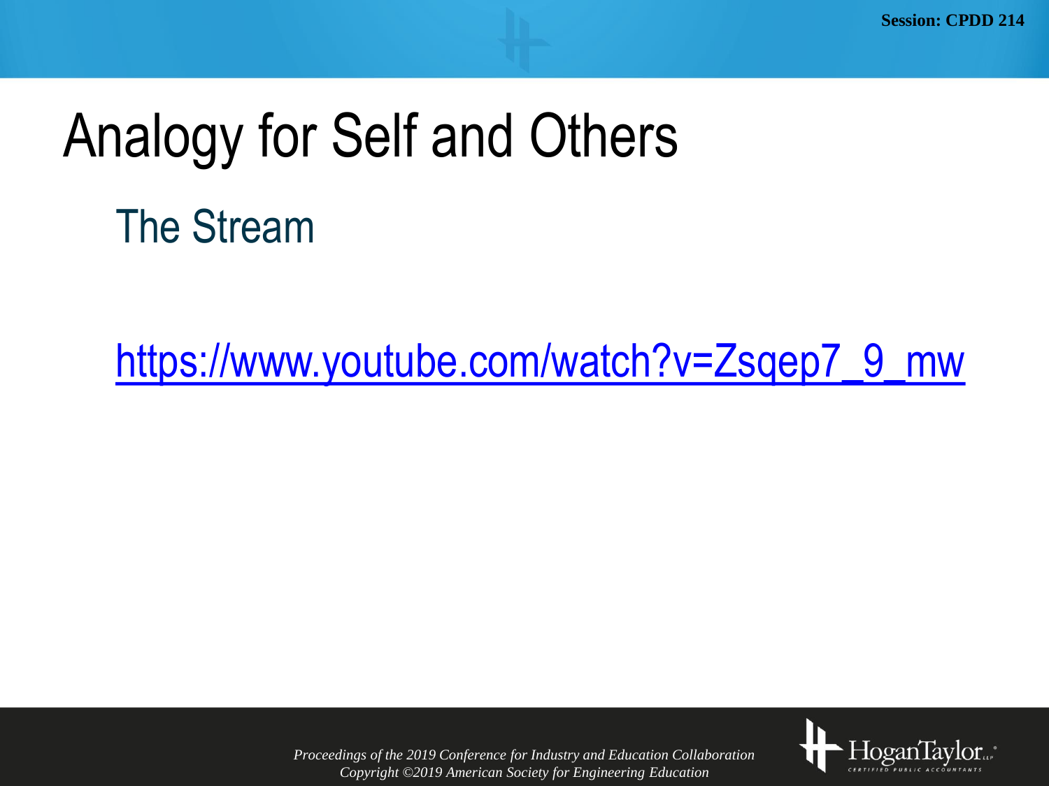# Analogy for Self and Others

## The Stream

https://www.youtube.com/watch?v=Zsqep7_9_mw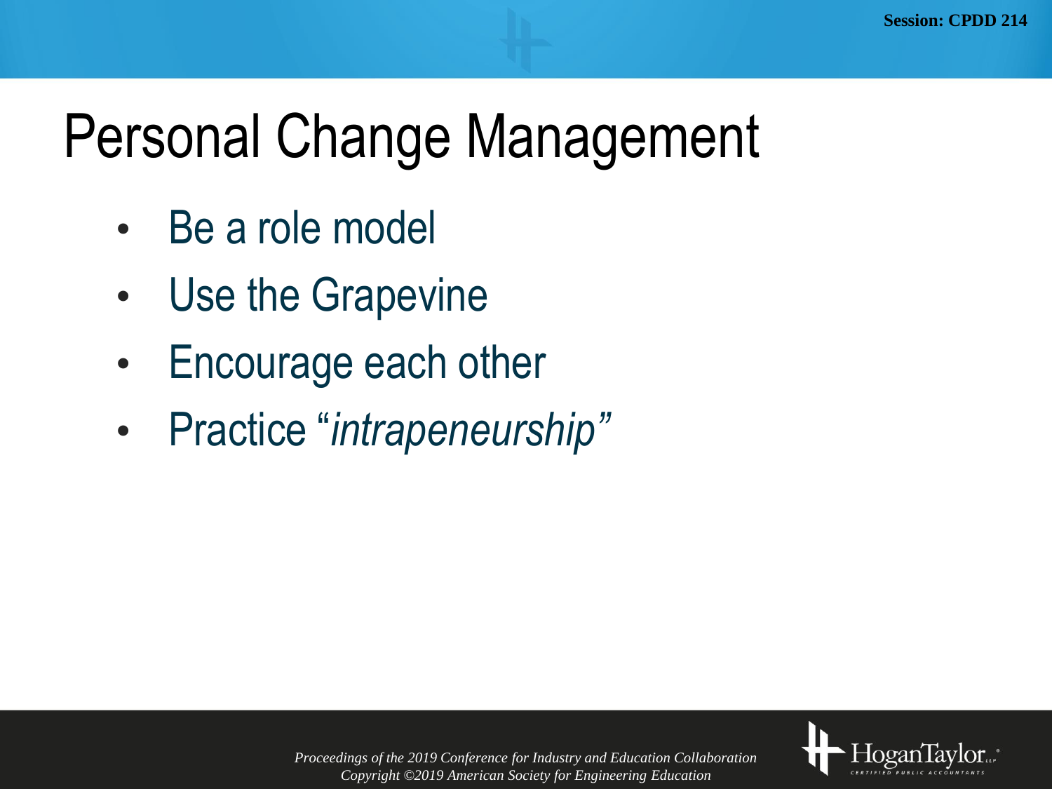# Personal Change Management

- Be a role model
- Use the Grapevine
- Encourage each other
- Practice "*intrapeneurship"*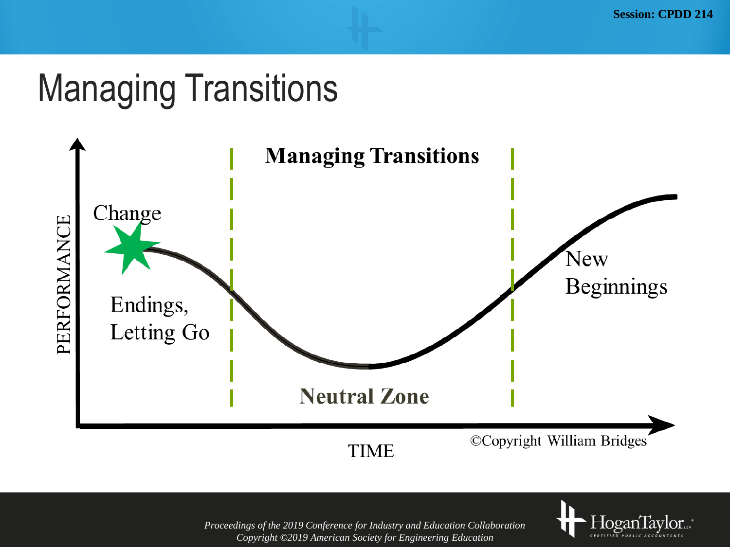# Managing Transitions

**Managing Transitions**

PERFORMANCE

Change

Endings, Letting Go

**Neutral Zone**

New Beginnings

TIME

©Copyright William Bridges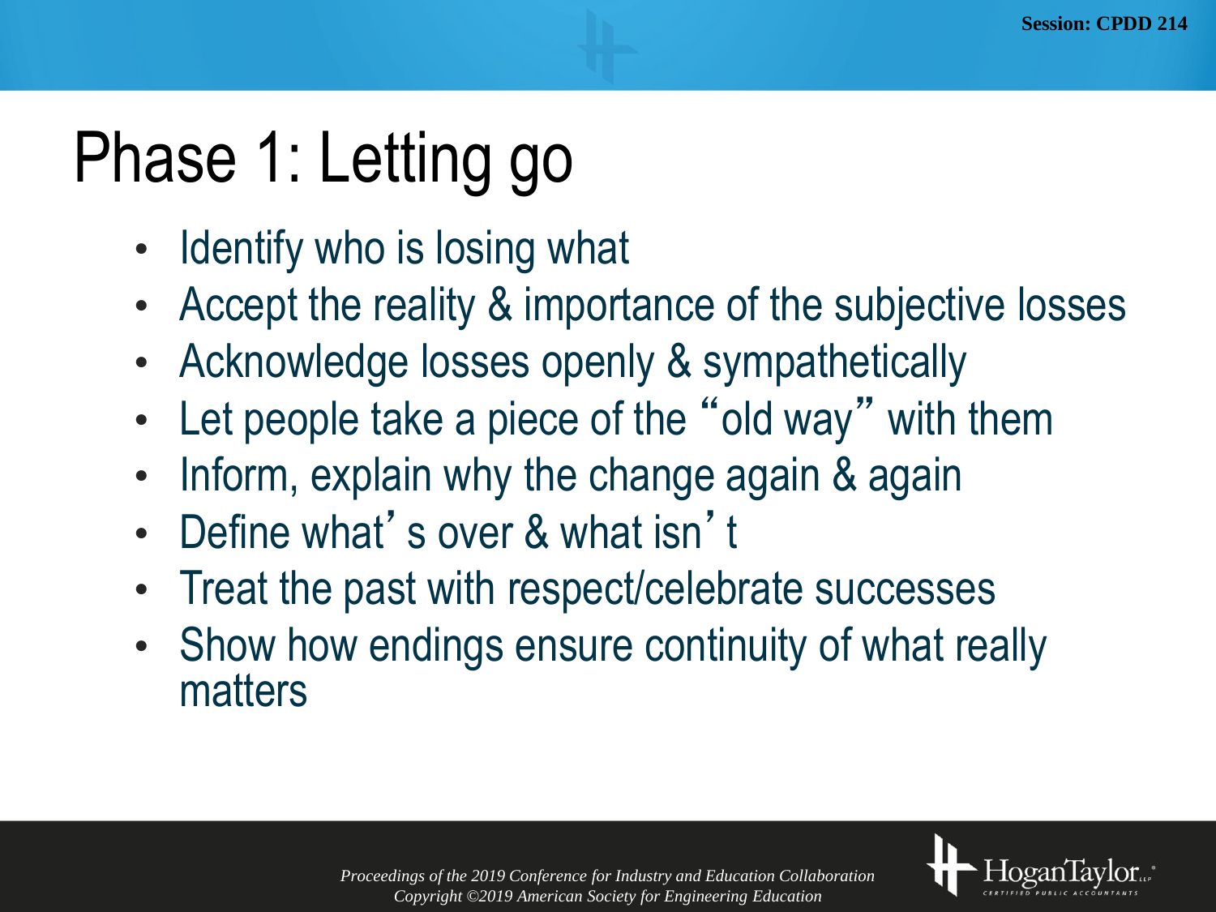# Phase 1: Letting go

- Identify who is losing what
- Accept the reality & importance of the subjective losses
- Acknowledge losses openly & sympathetically
- Let people take a piece of the "old way" with them
- Inform, explain why the change again & again
- Define what's over & what isn't
- Treat the past with respect/celebrate successes
- Show how endings ensure continuity of what really matters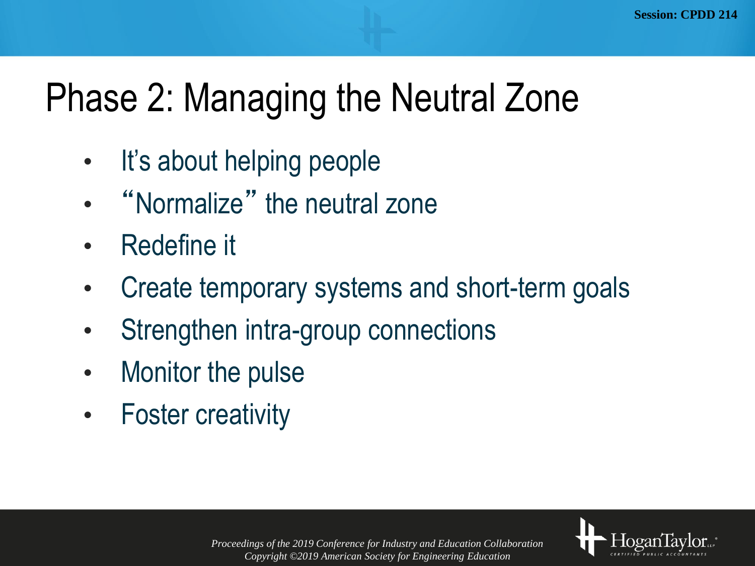# Phase 2: Managing the Neutral Zone

- It's about helping people
- "Normalize" the neutral zone
- Redefine it
- Create temporary systems and short-term goals
- Strengthen intra-group connections
- Monitor the pulse
- Foster creativity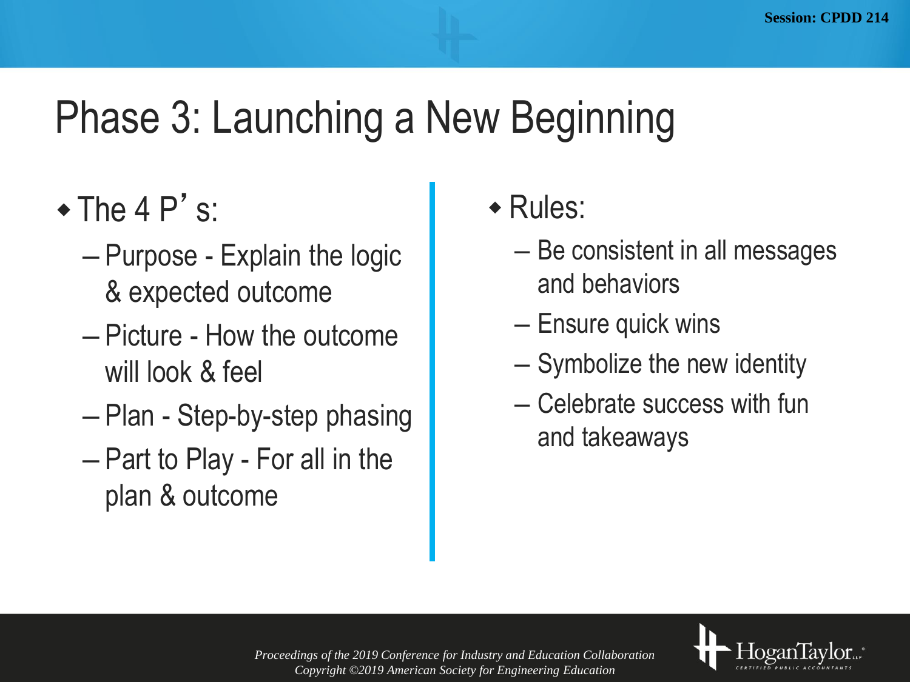# Phase 3: Launching a New Beginning

- The 4 P's:
  - Purpose - Explain the logic & expected outcome
  - Picture - How the outcome will look & feel
  - Plan - Step-by-step phasing
  - Part to Play - For all in the plan & outcome

- Rules:
  - Be consistent in all messages and behaviors
  - Ensure quick wins
  - Symbolize the new identity
  - Celebrate success with fun and takeaways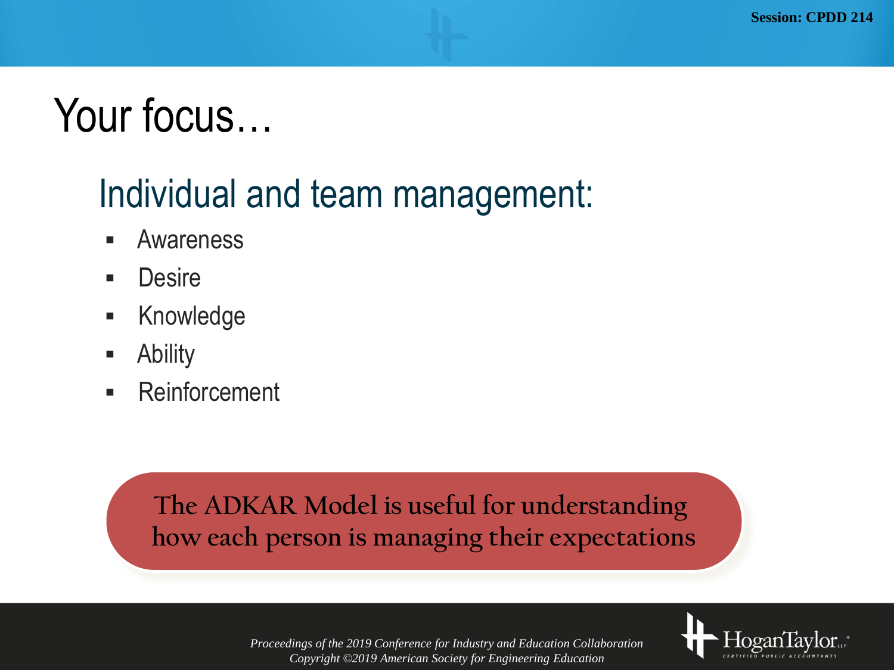# Your focus…

## Individual and team management:

- Awareness
- Desire
- Knowledge
- Ability
- Reinforcement

**The ADKAR Model is useful for understanding how each person is managing their expectations**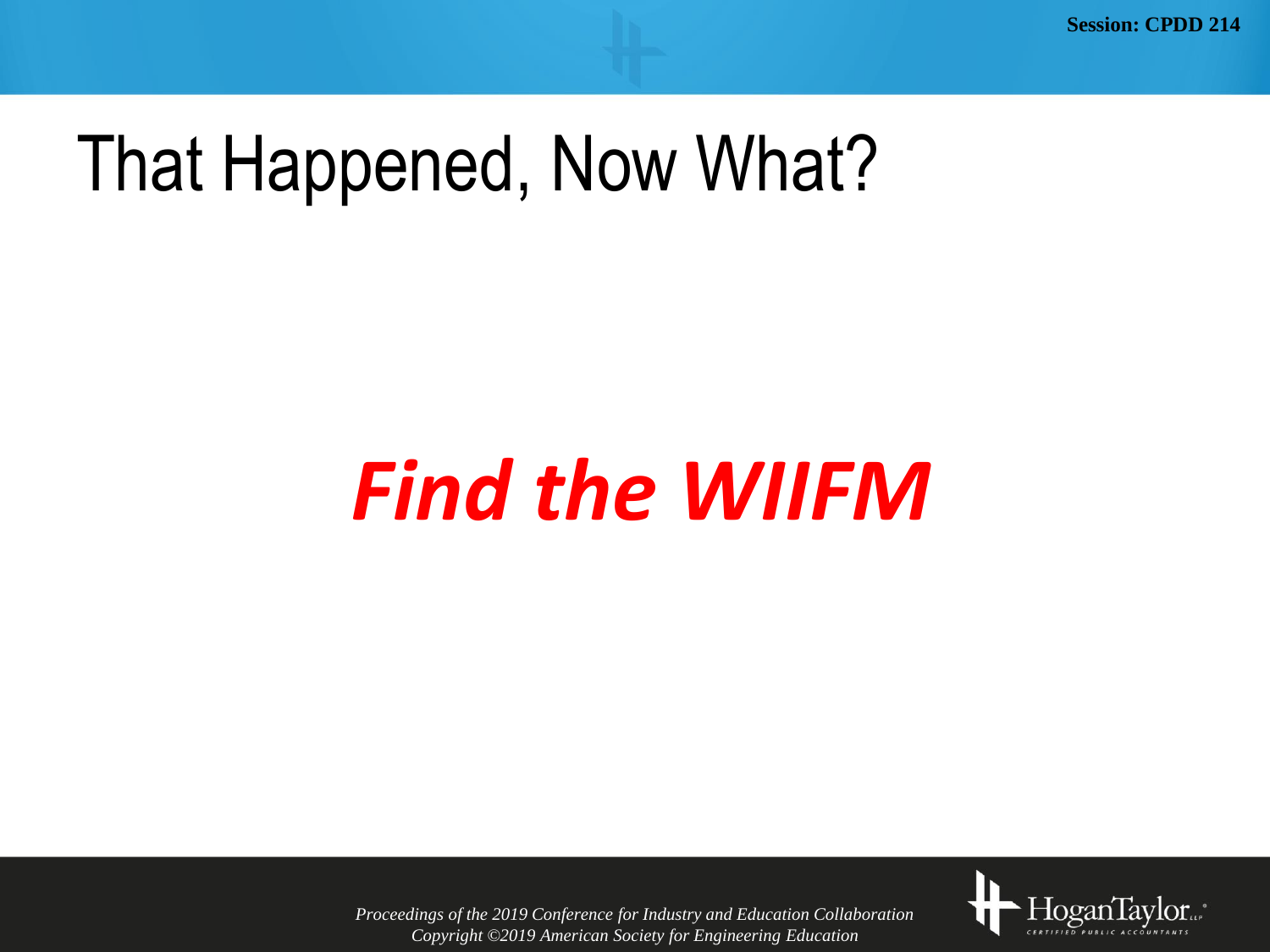# That Happened, Now What?

***Find the WIIFM***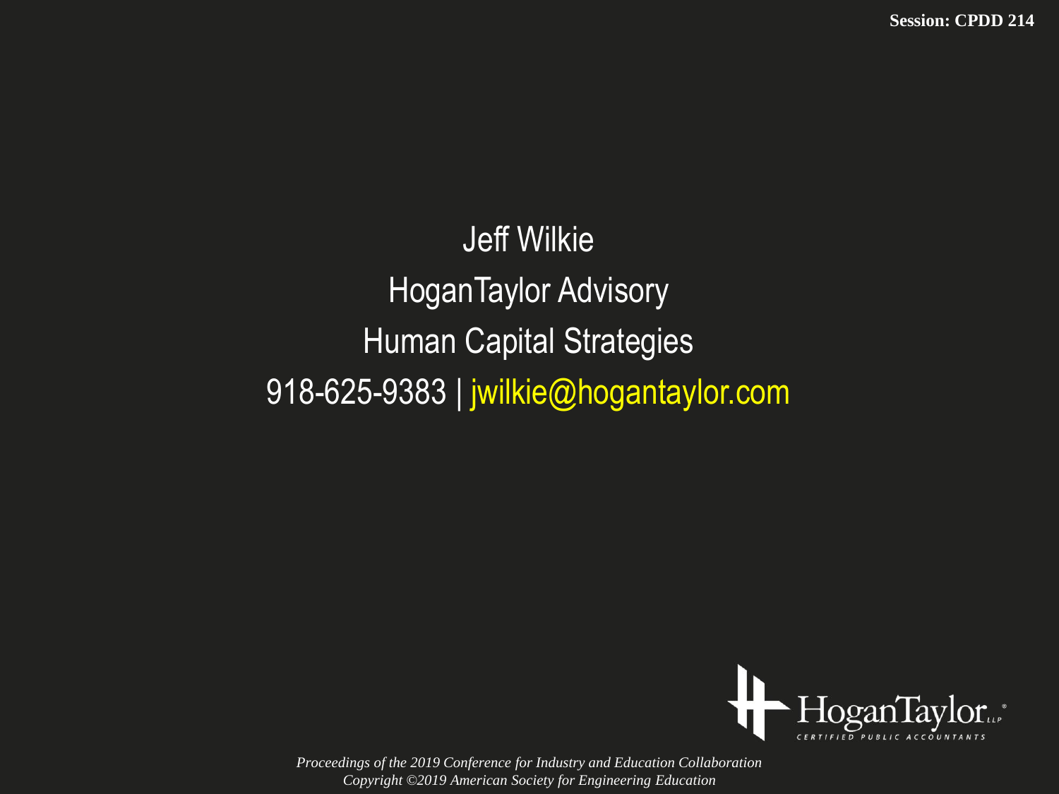Jeff Wilkie

HoganTaylor Advisory

Human Capital Strategies

918-625-9383 | jwilkie@hogantaylor.com